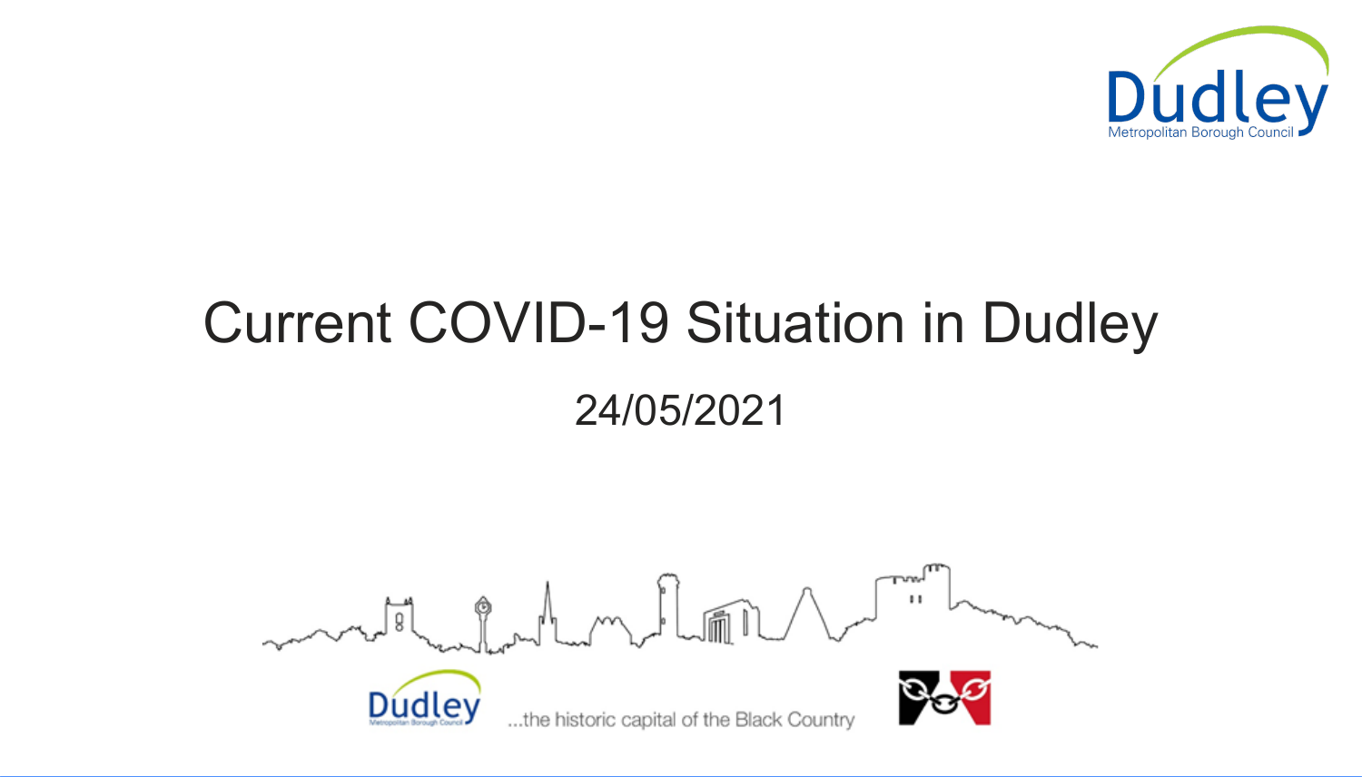# Current COVID-19 Situation in Dudley

24/05/2021

...the historic capital of the Black Country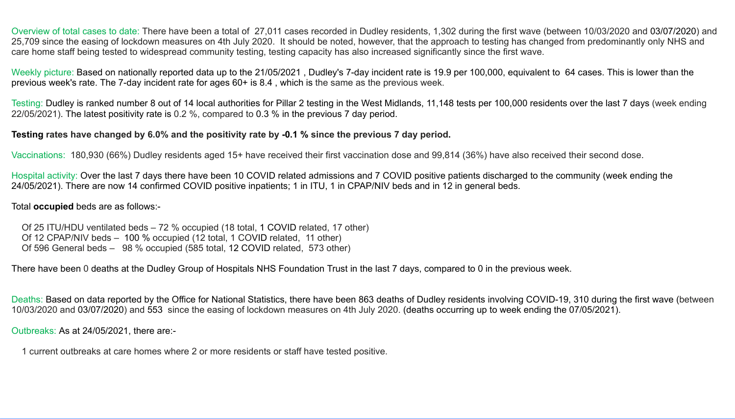Overview of total cases to date: There have been a total of 27,011 cases recorded in Dudley residents, 1,302 during the first wave (between 10/03/2020 and 03/07/2020) and 25,709 since the easing of lockdown measures on 4th July 2020. It should be noted, however, that the approach to testing has changed from predominantly only NHS and care home staff being tested to widespread community testing, testing capacity has also increased significantly since the first wave.

Weekly picture: Based on nationally reported data up to the 21/05/2021 , Dudley's 7-day incident rate is 19.9 per 100,000, equivalent to 64 cases. This is lower than the previous week's rate. The 7-day incident rate for ages 60+ is 8.4 , which is the same as the previous week.

Testing: Dudley is ranked number 8 out of 14 local authorities for Pillar 2 testing in the West Midlands, 11,148 tests per 100,000 residents over the last 7 days (week ending 22/05/2021). The latest positivity rate is 0.2 %, compared to 0.3 % in the previous 7 day period.

**Testing rates have changed by 6.0% and the positivity rate by -0.1 % since the previous 7 day period.**

Vaccinations: 180,930 (66%) Dudley residents aged 15+ have received their first vaccination dose and 99,814 (36%) have also received their second dose.

Hospital activity: Over the last 7 days there have been 10 COVID related admissions and 7 COVID positive patients discharged to the community (week ending the 24/05/2021). There are now 14 confirmed COVID positive inpatients; 1 in ITU, 1 in CPAP/NIV beds and in 12 in general beds.

Total **occupied** beds are as follows:-

- Of 25 ITU/HDU ventilated beds – 72 % occupied (18 total, 1 COVID related, 17 other)
- Of 12 CPAP/NIV beds – 100 % occupied (12 total, 1 COVID related, 11 other)
- Of 596 General beds – 98 % occupied (585 total, 12 COVID related, 573 other)

There have been 0 deaths at the Dudley Group of Hospitals NHS Foundation Trust in the last 7 days, compared to 0 in the previous week.

Deaths: Based on data reported by the Office for National Statistics, there have been 863 deaths of Dudley residents involving COVID-19, 310 during the first wave (between 10/03/2020 and 03/07/2020) and 553 since the easing of lockdown measures on 4th July 2020. (deaths occurring up to week ending the 07/05/2021).

Outbreaks: As at 24/05/2021, there are:-

- 1 current outbreaks at care homes where 2 or more residents or staff have tested positive.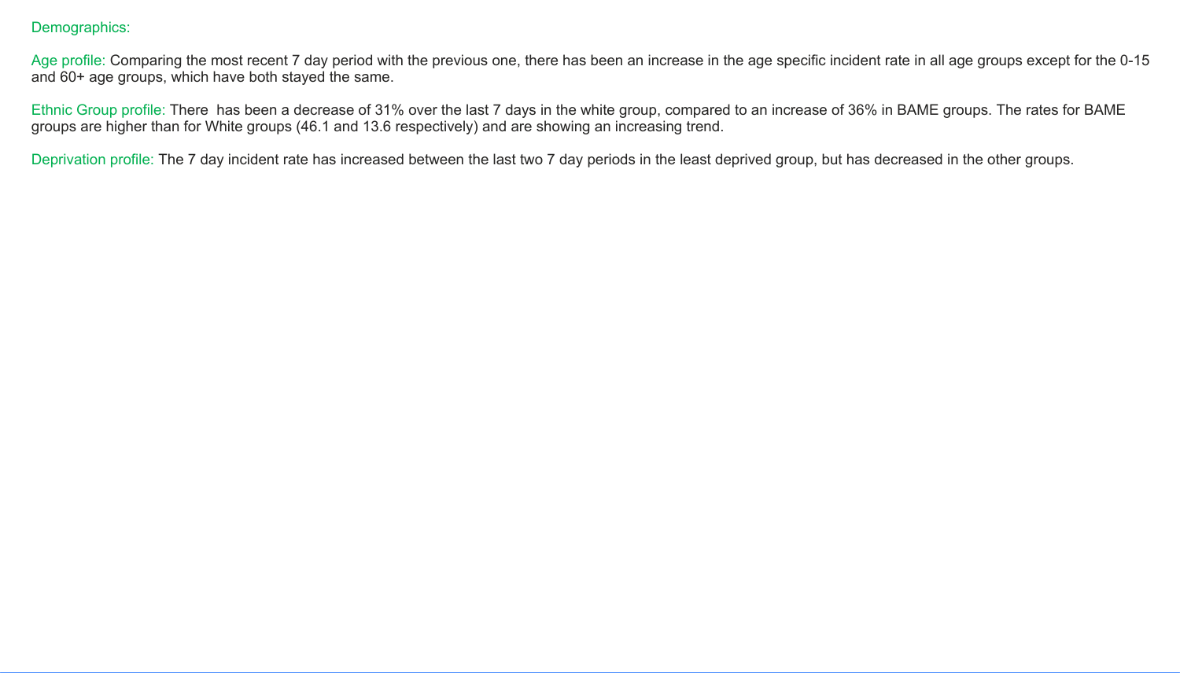## Demographics:

**Age profile:** Comparing the most recent 7 day period with the previous one, there has been an increase in the age specific incident rate in all age groups except for the 0-15 and 60+ age groups, which have both stayed the same.

**Ethnic Group profile:** There has been a decrease of 31% over the last 7 days in the white group, compared to an increase of 36% in BAME groups. The rates for BAME groups are higher than for White groups (46.1 and 13.6 respectively) and are showing an increasing trend.

**Deprivation profile:** The 7 day incident rate has increased between the last two 7 day periods in the least deprived group, but has decreased in the other groups.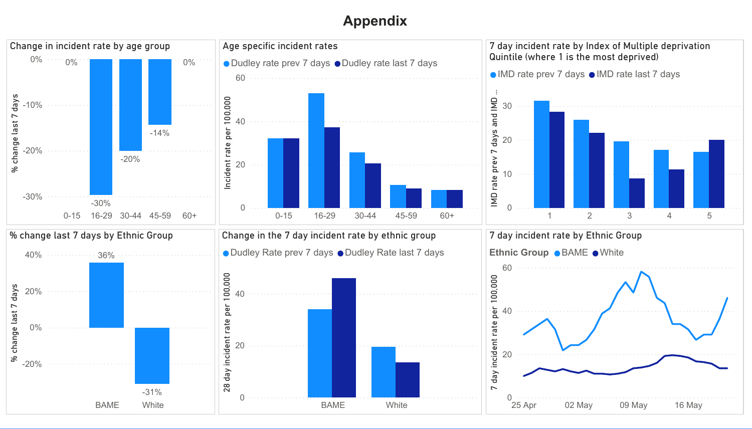# Appendix

## Change in incident rate by age group

% change last 7 days

| Age group | % change |
|---|---|
| 0-15 | 0% |
| 16-29 | -30% |
| 30-44 | -20% |
| 45-59 | -14% |
| 60+ | 0% |

## Age specific incident rates

Dudley rate prev 7 days, Dudley rate last 7 days

Incident rate per 100,000

0-15, 16-29, 30-44, 45-59, 60+

## 7 day incident rate by Index of Multiple deprivation Quintile (where 1 is the most deprived)

IMD rate prev 7 days, IMD rate last 7 days

IMD rate prev 7 days and IMD ...

1, 2, 3, 4, 5

## % change last 7 days by Ethnic Group

% change last 7 days

| Ethnic Group | % change |
|---|---|
| BAME | 36% |
| White | -31% |

## Change in the 7 day incident rate by ethnic group

Dudley Rate prev 7 days, Dudley Rate last 7 days

28 day incident rate per 100,000

BAME, White

## 7 day incident rate by Ethnic Group

Ethnic Group: BAME, White

7 day incident rate per 100,000

25 Apr, 02 May, 09 May, 16 May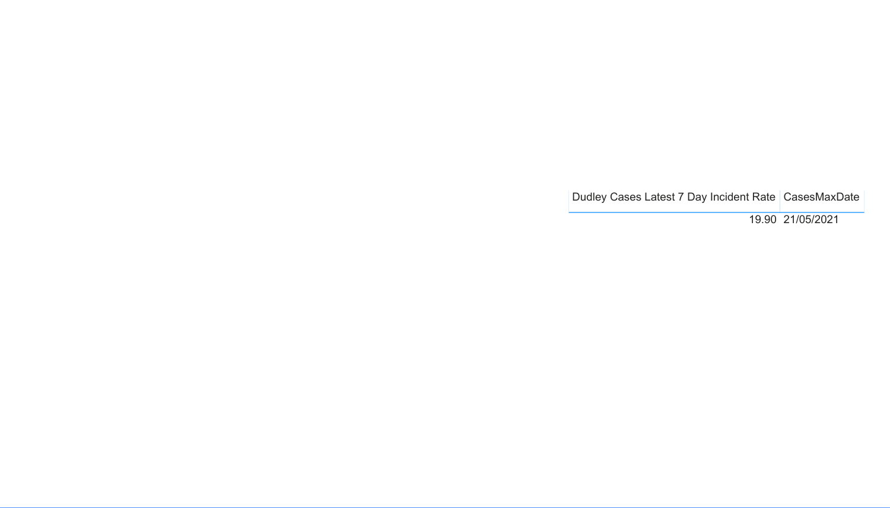| Dudley Cases Latest 7 Day Incident Rate | CasesMaxDate |
| --- | --- |
| 19.90 | 21/05/2021 |